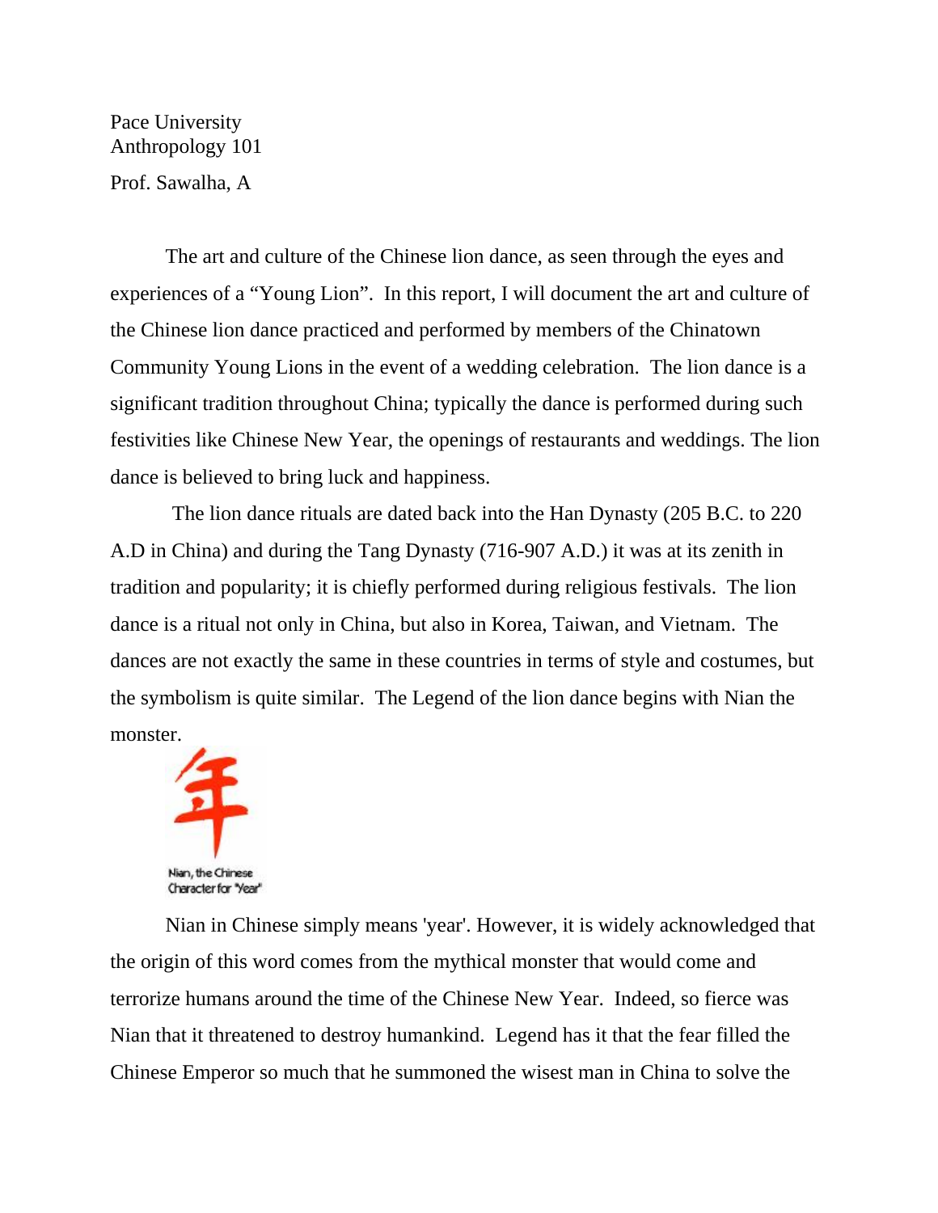Pace University
Anthropology 101

Prof. Sawalha, A

The art and culture of the Chinese lion dance, as seen through the eyes and experiences of a “Young Lion”. In this report, I will document the art and culture of the Chinese lion dance practiced and performed by members of the Chinatown Community Young Lions in the event of a wedding celebration. The lion dance is a significant tradition throughout China; typically the dance is performed during such festivities like Chinese New Year, the openings of restaurants and weddings. The lion dance is believed to bring luck and happiness.

The lion dance rituals are dated back into the Han Dynasty (205 B.C. to 220 A.D in China) and during the Tang Dynasty (716-907 A.D.) it was at its zenith in tradition and popularity; it is chiefly performed during religious festivals. The lion dance is a ritual not only in China, but also in Korea, Taiwan, and Vietnam. The dances are not exactly the same in these countries in terms of style and costumes, but the symbolism is quite similar. The Legend of the lion dance begins with Nian the monster.

年

Nian, the Chinese Character for "Year"

Nian in Chinese simply means 'year'. However, it is widely acknowledged that the origin of this word comes from the mythical monster that would come and terrorize humans around the time of the Chinese New Year. Indeed, so fierce was Nian that it threatened to destroy humankind. Legend has it that the fear filled the Chinese Emperor so much that he summoned the wisest man in China to solve the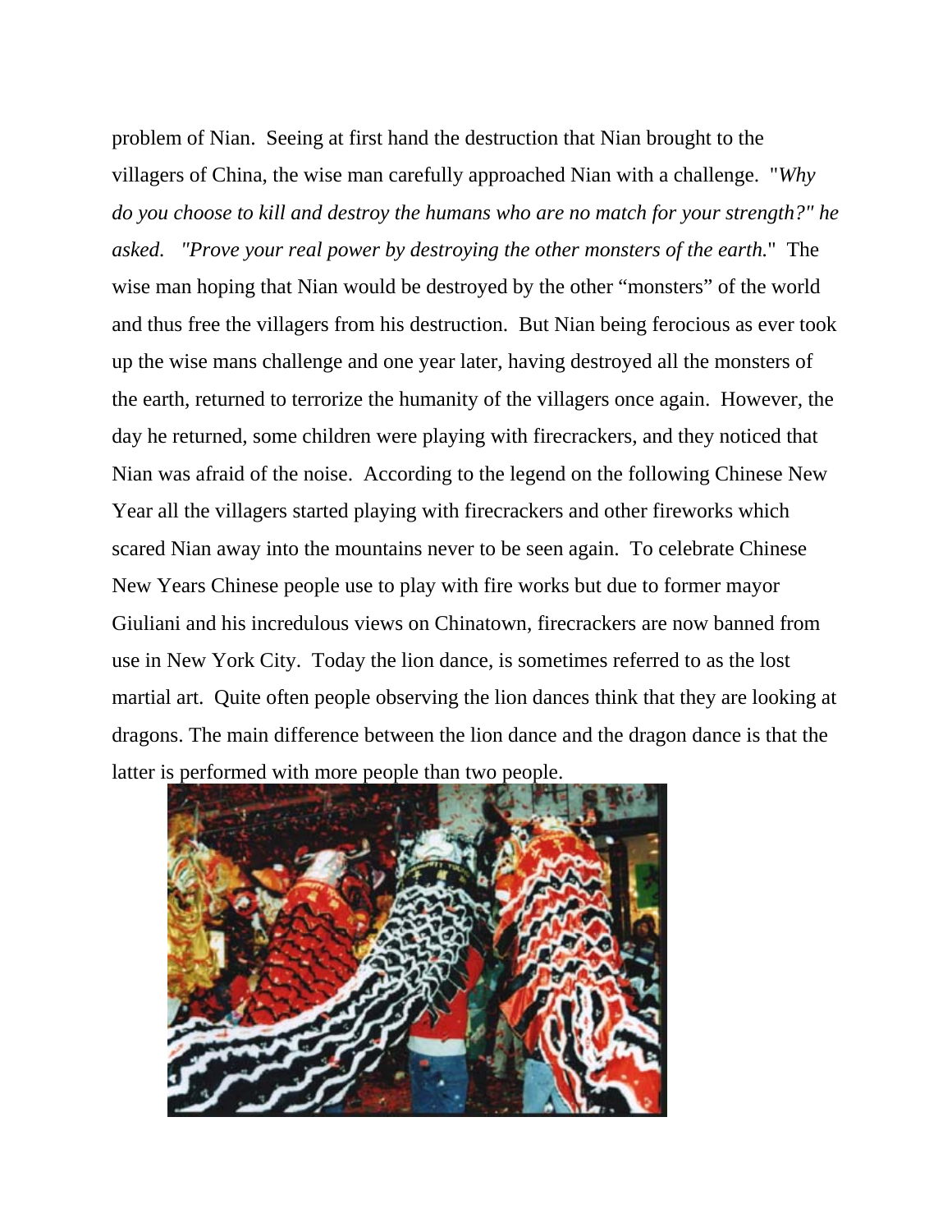problem of Nian. Seeing at first hand the destruction that Nian brought to the villagers of China, the wise man carefully approached Nian with a challenge. "*Why do you choose to kill and destroy the humans who are no match for your strength?" he asked. "Prove your real power by destroying the other monsters of the earth.*" The wise man hoping that Nian would be destroyed by the other "monsters" of the world and thus free the villagers from his destruction. But Nian being ferocious as ever took up the wise mans challenge and one year later, having destroyed all the monsters of the earth, returned to terrorize the humanity of the villagers once again. However, the day he returned, some children were playing with firecrackers, and they noticed that Nian was afraid of the noise. According to the legend on the following Chinese New Year all the villagers started playing with firecrackers and other fireworks which scared Nian away into the mountains never to be seen again. To celebrate Chinese New Years Chinese people use to play with fire works but due to former mayor Giuliani and his incredulous views on Chinatown, firecrackers are now banned from use in New York City. Today the lion dance, is sometimes referred to as the lost martial art. Quite often people observing the lion dances think that they are looking at dragons. The main difference between the lion dance and the dragon dance is that the latter is performed with more people than two people.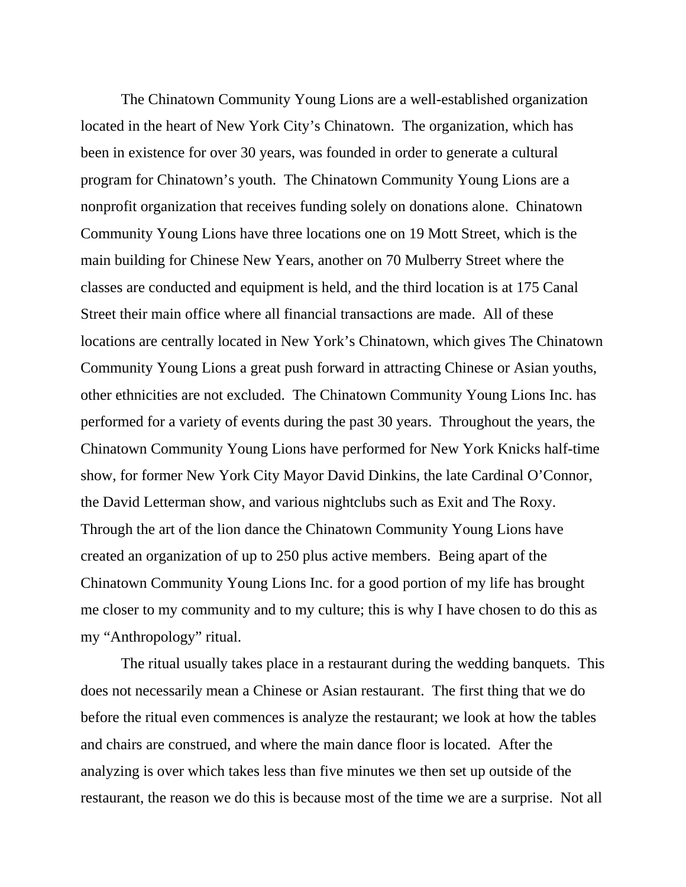The Chinatown Community Young Lions are a well-established organization located in the heart of New York City's Chinatown. The organization, which has been in existence for over 30 years, was founded in order to generate a cultural program for Chinatown's youth. The Chinatown Community Young Lions are a nonprofit organization that receives funding solely on donations alone. Chinatown Community Young Lions have three locations one on 19 Mott Street, which is the main building for Chinese New Years, another on 70 Mulberry Street where the classes are conducted and equipment is held, and the third location is at 175 Canal Street their main office where all financial transactions are made. All of these locations are centrally located in New York's Chinatown, which gives The Chinatown Community Young Lions a great push forward in attracting Chinese or Asian youths, other ethnicities are not excluded. The Chinatown Community Young Lions Inc. has performed for a variety of events during the past 30 years. Throughout the years, the Chinatown Community Young Lions have performed for New York Knicks half-time show, for former New York City Mayor David Dinkins, the late Cardinal O'Connor, the David Letterman show, and various nightclubs such as Exit and The Roxy. Through the art of the lion dance the Chinatown Community Young Lions have created an organization of up to 250 plus active members. Being apart of the Chinatown Community Young Lions Inc. for a good portion of my life has brought me closer to my community and to my culture; this is why I have chosen to do this as my "Anthropology" ritual.

The ritual usually takes place in a restaurant during the wedding banquets. This does not necessarily mean a Chinese or Asian restaurant. The first thing that we do before the ritual even commences is analyze the restaurant; we look at how the tables and chairs are construed, and where the main dance floor is located. After the analyzing is over which takes less than five minutes we then set up outside of the restaurant, the reason we do this is because most of the time we are a surprise. Not all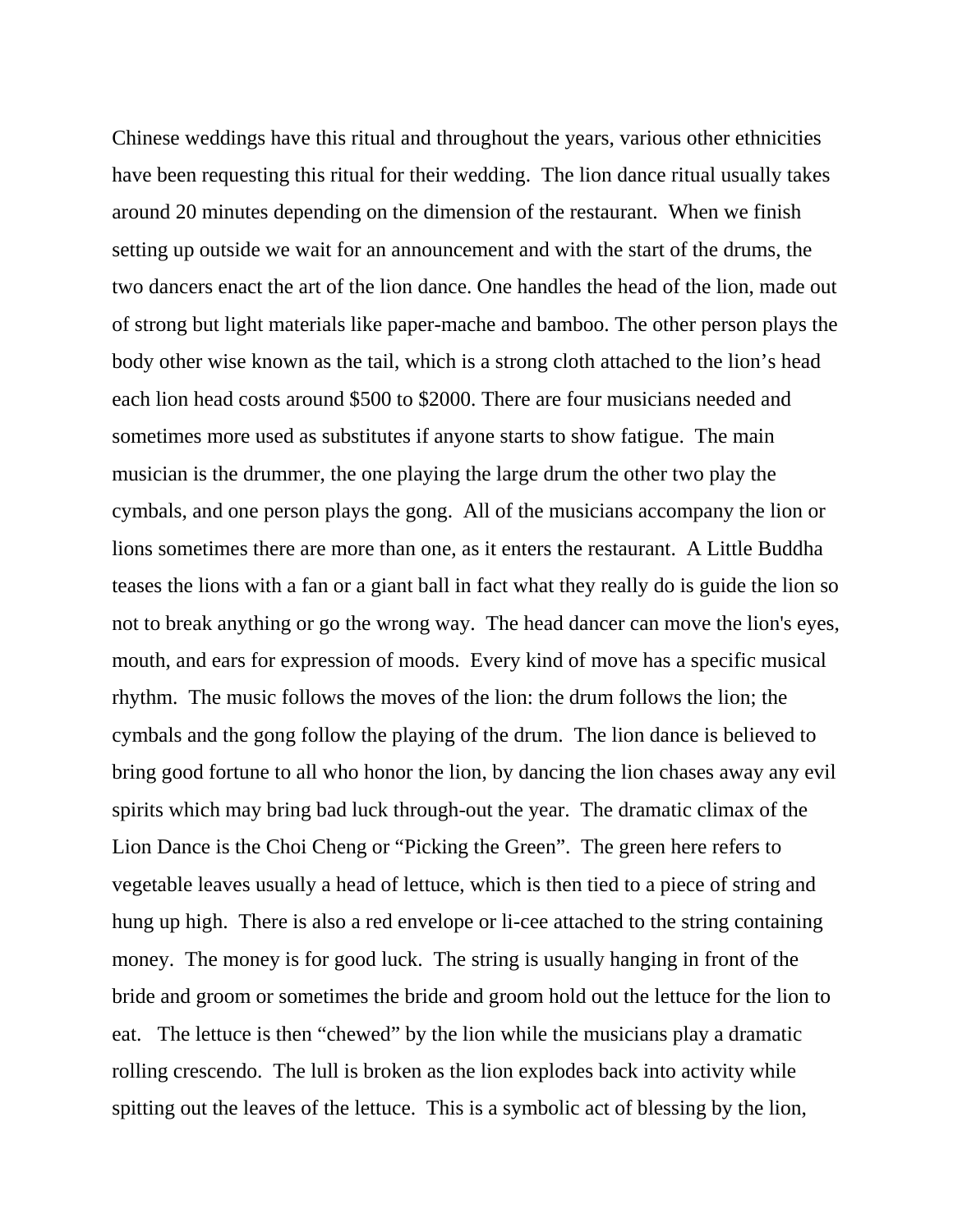Chinese weddings have this ritual and throughout the years, various other ethnicities have been requesting this ritual for their wedding. The lion dance ritual usually takes around 20 minutes depending on the dimension of the restaurant. When we finish setting up outside we wait for an announcement and with the start of the drums, the two dancers enact the art of the lion dance. One handles the head of the lion, made out of strong but light materials like paper-mache and bamboo. The other person plays the body other wise known as the tail, which is a strong cloth attached to the lion's head each lion head costs around $500 to $2000. There are four musicians needed and sometimes more used as substitutes if anyone starts to show fatigue. The main musician is the drummer, the one playing the large drum the other two play the cymbals, and one person plays the gong. All of the musicians accompany the lion or lions sometimes there are more than one, as it enters the restaurant. A Little Buddha teases the lions with a fan or a giant ball in fact what they really do is guide the lion so not to break anything or go the wrong way. The head dancer can move the lion's eyes, mouth, and ears for expression of moods. Every kind of move has a specific musical rhythm. The music follows the moves of the lion: the drum follows the lion; the cymbals and the gong follow the playing of the drum. The lion dance is believed to bring good fortune to all who honor the lion, by dancing the lion chases away any evil spirits which may bring bad luck through-out the year. The dramatic climax of the Lion Dance is the Choi Cheng or "Picking the Green". The green here refers to vegetable leaves usually a head of lettuce, which is then tied to a piece of string and hung up high. There is also a red envelope or li-cee attached to the string containing money. The money is for good luck. The string is usually hanging in front of the bride and groom or sometimes the bride and groom hold out the lettuce for the lion to eat. The lettuce is then "chewed" by the lion while the musicians play a dramatic rolling crescendo. The lull is broken as the lion explodes back into activity while spitting out the leaves of the lettuce. This is a symbolic act of blessing by the lion,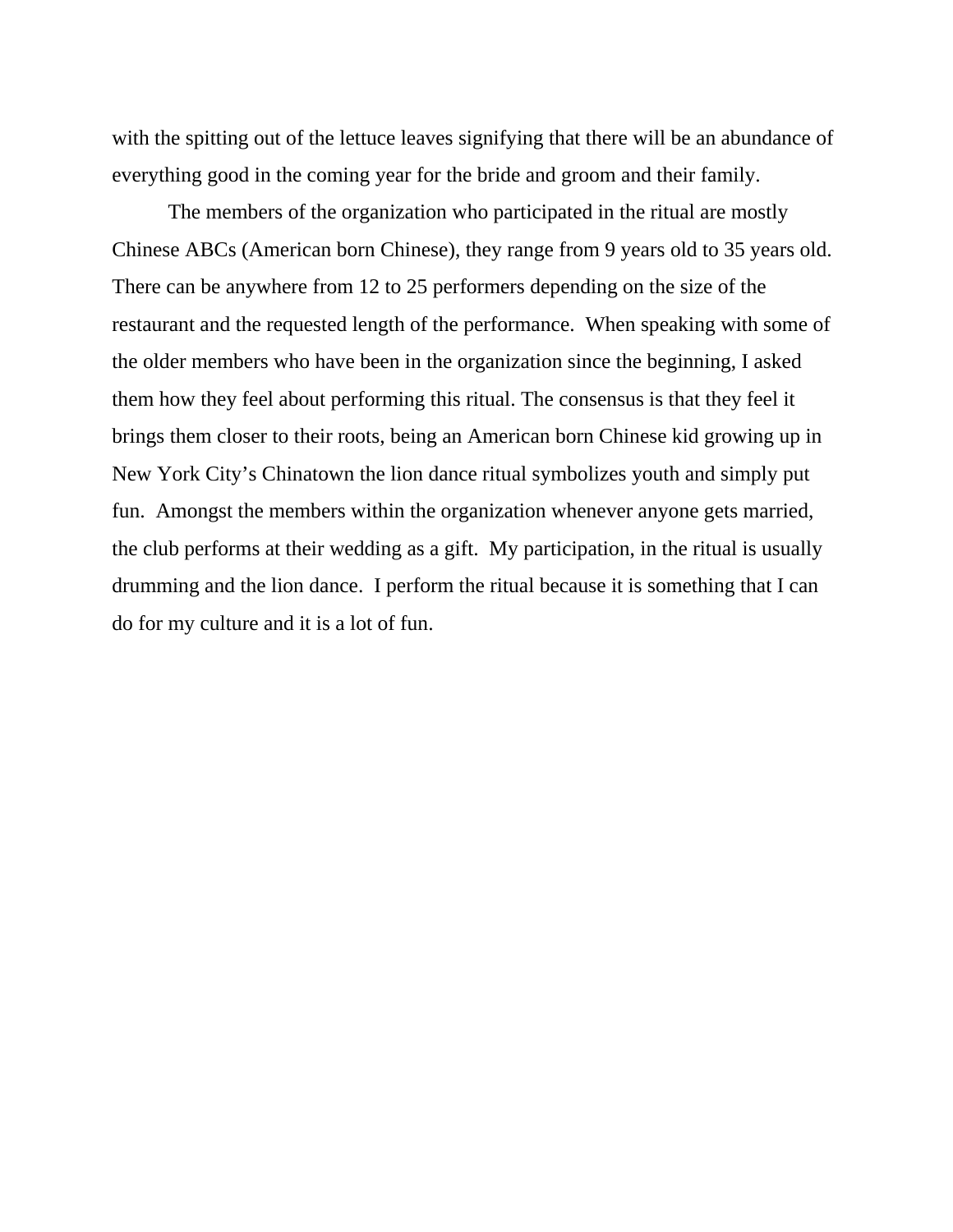with the spitting out of the lettuce leaves signifying that there will be an abundance of everything good in the coming year for the bride and groom and their family.

The members of the organization who participated in the ritual are mostly Chinese ABCs (American born Chinese), they range from 9 years old to 35 years old. There can be anywhere from 12 to 25 performers depending on the size of the restaurant and the requested length of the performance. When speaking with some of the older members who have been in the organization since the beginning, I asked them how they feel about performing this ritual. The consensus is that they feel it brings them closer to their roots, being an American born Chinese kid growing up in New York City's Chinatown the lion dance ritual symbolizes youth and simply put fun. Amongst the members within the organization whenever anyone gets married, the club performs at their wedding as a gift. My participation, in the ritual is usually drumming and the lion dance. I perform the ritual because it is something that I can do for my culture and it is a lot of fun.